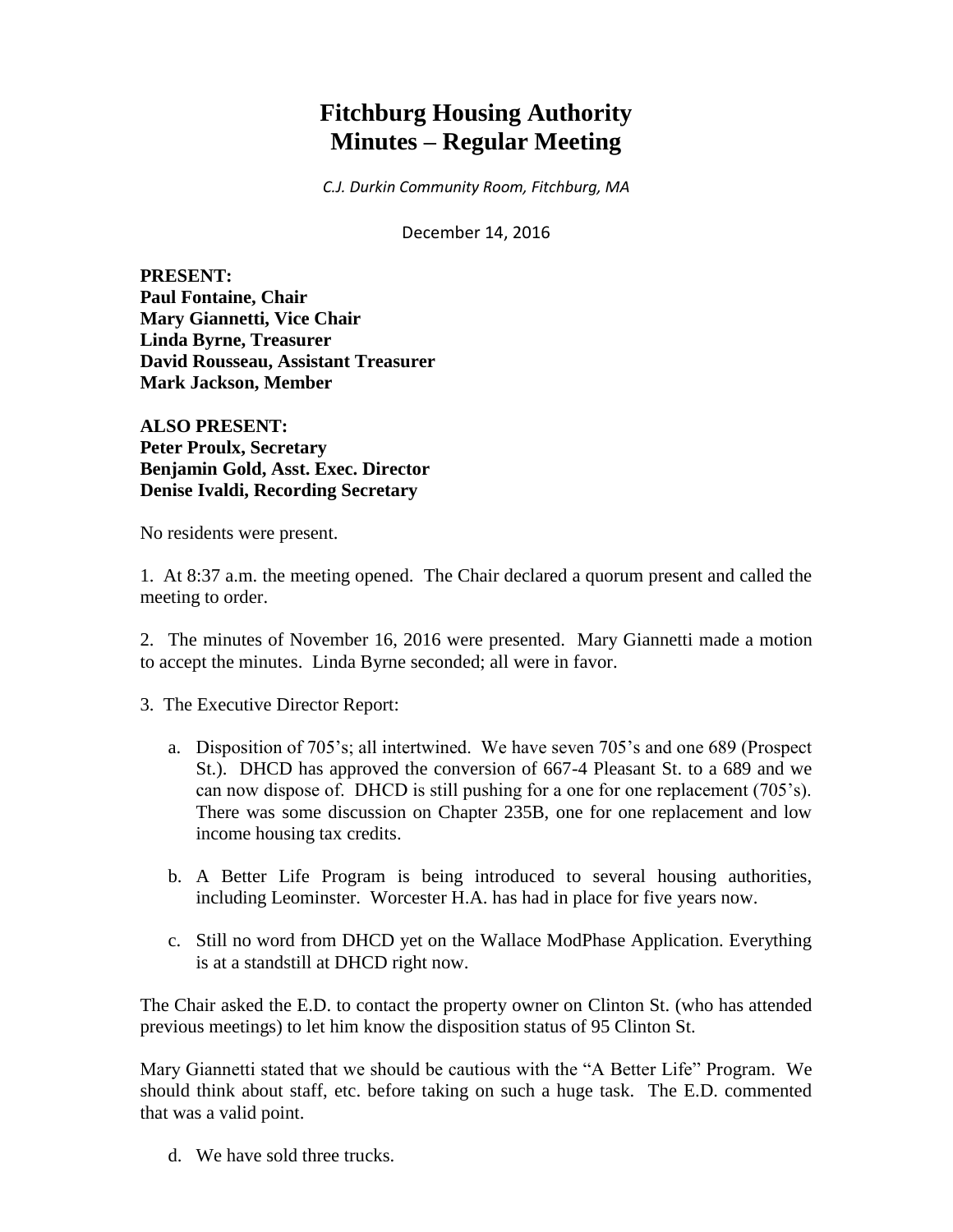# Fitchburg Housing Authority
# Minutes – Regular Meeting

*C.J. Durkin Community Room, Fitchburg, MA*

December 14, 2016

**PRESENT:**
**Paul Fontaine, Chair**
**Mary Giannetti, Vice Chair**
**Linda Byrne, Treasurer**
**David Rousseau, Assistant Treasurer**
**Mark Jackson, Member**

**ALSO PRESENT:**
**Peter Proulx, Secretary**
**Benjamin Gold, Asst. Exec. Director**
**Denise Ivaldi, Recording Secretary**

No residents were present.

1. At 8:37 a.m. the meeting opened. The Chair declared a quorum present and called the meeting to order.

2. The minutes of November 16, 2016 were presented. Mary Giannetti made a motion to accept the minutes. Linda Byrne seconded; all were in favor.

3. The Executive Director Report:

   a. Disposition of 705's; all intertwined. We have seven 705's and one 689 (Prospect St.). DHCD has approved the conversion of 667-4 Pleasant St. to a 689 and we can now dispose of. DHCD is still pushing for a one for one replacement (705's). There was some discussion on Chapter 235B, one for one replacement and low income housing tax credits.

   b. A Better Life Program is being introduced to several housing authorities, including Leominster. Worcester H.A. has had in place for five years now.

   c. Still no word from DHCD yet on the Wallace ModPhase Application. Everything is at a standstill at DHCD right now.

The Chair asked the E.D. to contact the property owner on Clinton St. (who has attended previous meetings) to let him know the disposition status of 95 Clinton St.

Mary Giannetti stated that we should be cautious with the "A Better Life" Program. We should think about staff, etc. before taking on such a huge task. The E.D. commented that was a valid point.

   d. We have sold three trucks.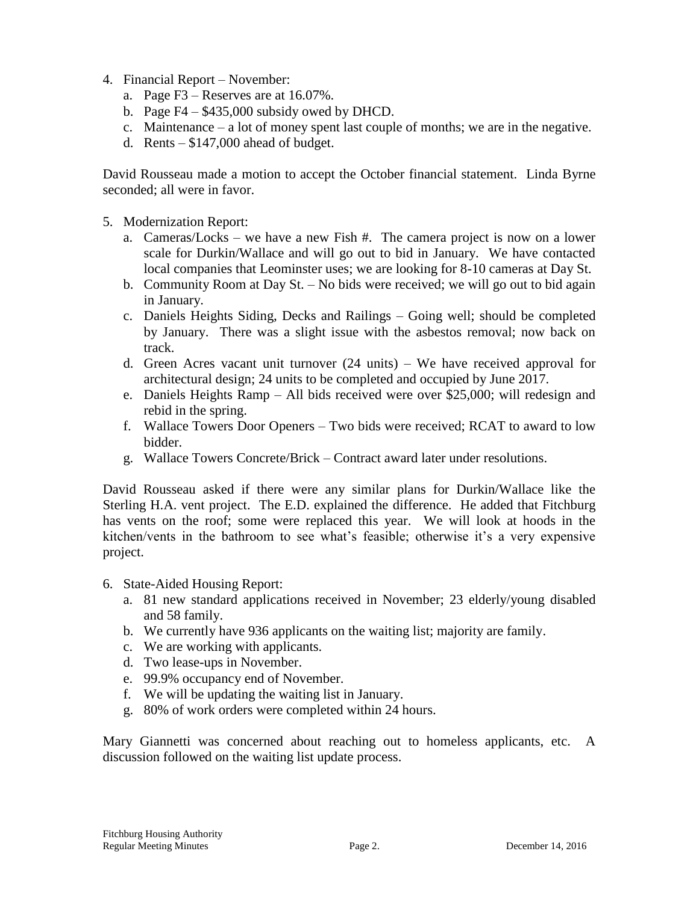4. Financial Report – November:
   a. Page F3 – Reserves are at 16.07%.
   b. Page F4 – $435,000 subsidy owed by DHCD.
   c. Maintenance – a lot of money spent last couple of months; we are in the negative.
   d. Rents – $147,000 ahead of budget.

David Rousseau made a motion to accept the October financial statement. Linda Byrne seconded; all were in favor.

5. Modernization Report:
   a. Cameras/Locks – we have a new Fish #. The camera project is now on a lower scale for Durkin/Wallace and will go out to bid in January. We have contacted local companies that Leominster uses; we are looking for 8-10 cameras at Day St.
   b. Community Room at Day St. – No bids were received; we will go out to bid again in January.
   c. Daniels Heights Siding, Decks and Railings – Going well; should be completed by January. There was a slight issue with the asbestos removal; now back on track.
   d. Green Acres vacant unit turnover (24 units) – We have received approval for architectural design; 24 units to be completed and occupied by June 2017.
   e. Daniels Heights Ramp – All bids received were over $25,000; will redesign and rebid in the spring.
   f. Wallace Towers Door Openers – Two bids were received; RCAT to award to low bidder.
   g. Wallace Towers Concrete/Brick – Contract award later under resolutions.

David Rousseau asked if there were any similar plans for Durkin/Wallace like the Sterling H.A. vent project. The E.D. explained the difference. He added that Fitchburg has vents on the roof; some were replaced this year. We will look at hoods in the kitchen/vents in the bathroom to see what's feasible; otherwise it's a very expensive project.

6. State-Aided Housing Report:
   a. 81 new standard applications received in November; 23 elderly/young disabled and 58 family.
   b. We currently have 936 applicants on the waiting list; majority are family.
   c. We are working with applicants.
   d. Two lease-ups in November.
   e. 99.9% occupancy end of November.
   f. We will be updating the waiting list in January.
   g. 80% of work orders were completed within 24 hours.

Mary Giannetti was concerned about reaching out to homeless applicants, etc. A discussion followed on the waiting list update process.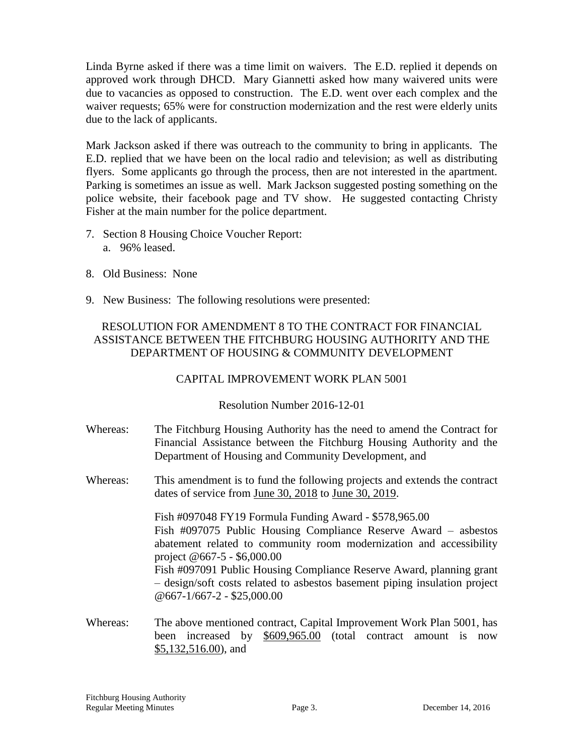Linda Byrne asked if there was a time limit on waivers. The E.D. replied it depends on approved work through DHCD. Mary Giannetti asked how many waivered units were due to vacancies as opposed to construction. The E.D. went over each complex and the waiver requests; 65% were for construction modernization and the rest were elderly units due to the lack of applicants.

Mark Jackson asked if there was outreach to the community to bring in applicants. The E.D. replied that we have been on the local radio and television; as well as distributing flyers. Some applicants go through the process, then are not interested in the apartment. Parking is sometimes an issue as well. Mark Jackson suggested posting something on the police website, their facebook page and TV show. He suggested contacting Christy Fisher at the main number for the police department.

7. Section 8 Housing Choice Voucher Report:
   a. 96% leased.

8. Old Business: None

9. New Business: The following resolutions were presented:

RESOLUTION FOR AMENDMENT 8 TO THE CONTRACT FOR FINANCIAL ASSISTANCE BETWEEN THE FITCHBURG HOUSING AUTHORITY AND THE DEPARTMENT OF HOUSING & COMMUNITY DEVELOPMENT

CAPITAL IMPROVEMENT WORK PLAN 5001

Resolution Number 2016-12-01

Whereas: The Fitchburg Housing Authority has the need to amend the Contract for Financial Assistance between the Fitchburg Housing Authority and the Department of Housing and Community Development, and

Whereas: This amendment is to fund the following projects and extends the contract dates of service from June 30, 2018 to June 30, 2019.

Fish #097048 FY19 Formula Funding Award - $578,965.00
Fish #097075 Public Housing Compliance Reserve Award – asbestos abatement related to community room modernization and accessibility project @667-5 - $6,000.00
Fish #097091 Public Housing Compliance Reserve Award, planning grant – design/soft costs related to asbestos basement piping insulation project @667-1/667-2 - $25,000.00

Whereas: The above mentioned contract, Capital Improvement Work Plan 5001, has been increased by $609,965.00 (total contract amount is now $5,132,516.00), and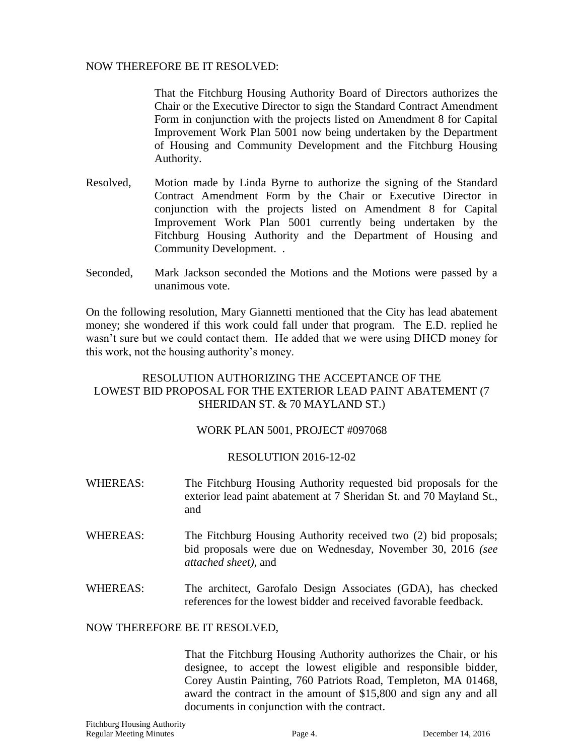NOW THEREFORE BE IT RESOLVED:

> That the Fitchburg Housing Authority Board of Directors authorizes the Chair or the Executive Director to sign the Standard Contract Amendment Form in conjunction with the projects listed on Amendment 8 for Capital Improvement Work Plan 5001 now being undertaken by the Department of Housing and Community Development and the Fitchburg Housing Authority.

Resolved, Motion made by Linda Byrne to authorize the signing of the Standard Contract Amendment Form by the Chair or Executive Director in conjunction with the projects listed on Amendment 8 for Capital Improvement Work Plan 5001 currently being undertaken by the Fitchburg Housing Authority and the Department of Housing and Community Development. .

Seconded, Mark Jackson seconded the Motions and the Motions were passed by a unanimous vote.

On the following resolution, Mary Giannetti mentioned that the City has lead abatement money; she wondered if this work could fall under that program. The E.D. replied he wasn't sure but we could contact them. He added that we were using DHCD money for this work, not the housing authority's money.

RESOLUTION AUTHORIZING THE ACCEPTANCE OF THE LOWEST BID PROPOSAL FOR THE EXTERIOR LEAD PAINT ABATEMENT (7 SHERIDAN ST. & 70 MAYLAND ST.)

WORK PLAN 5001, PROJECT #097068

RESOLUTION 2016-12-02

WHEREAS: The Fitchburg Housing Authority requested bid proposals for the exterior lead paint abatement at 7 Sheridan St. and 70 Mayland St., and

WHEREAS: The Fitchburg Housing Authority received two (2) bid proposals; bid proposals were due on Wednesday, November 30, 2016 *(see attached sheet)*, and

WHEREAS: The architect, Garofalo Design Associates (GDA), has checked references for the lowest bidder and received favorable feedback.

NOW THEREFORE BE IT RESOLVED,

> That the Fitchburg Housing Authority authorizes the Chair, or his designee, to accept the lowest eligible and responsible bidder, Corey Austin Painting, 760 Patriots Road, Templeton, MA 01468, award the contract in the amount of $15,800 and sign any and all documents in conjunction with the contract.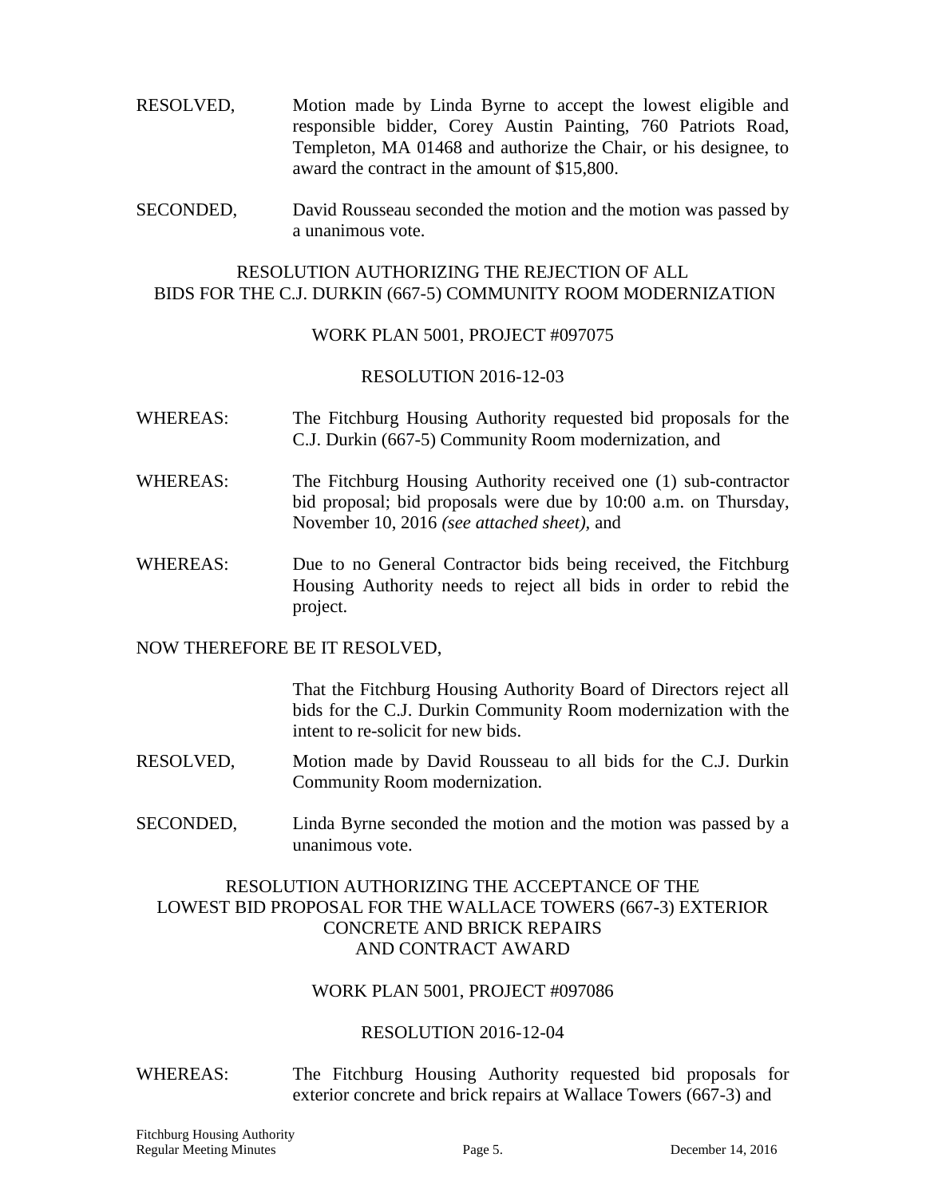RESOLVED, Motion made by Linda Byrne to accept the lowest eligible and responsible bidder, Corey Austin Painting, 760 Patriots Road, Templeton, MA 01468 and authorize the Chair, or his designee, to award the contract in the amount of $15,800.

SECONDED, David Rousseau seconded the motion and the motion was passed by a unanimous vote.

RESOLUTION AUTHORIZING THE REJECTION OF ALL BIDS FOR THE C.J. DURKIN (667-5) COMMUNITY ROOM MODERNIZATION

WORK PLAN 5001, PROJECT #097075

RESOLUTION 2016-12-03

WHEREAS: The Fitchburg Housing Authority requested bid proposals for the C.J. Durkin (667-5) Community Room modernization, and

WHEREAS: The Fitchburg Housing Authority received one (1) sub-contractor bid proposal; bid proposals were due by 10:00 a.m. on Thursday, November 10, 2016 *(see attached sheet)*, and

WHEREAS: Due to no General Contractor bids being received, the Fitchburg Housing Authority needs to reject all bids in order to rebid the project.

NOW THEREFORE BE IT RESOLVED,

That the Fitchburg Housing Authority Board of Directors reject all bids for the C.J. Durkin Community Room modernization with the intent to re-solicit for new bids.

RESOLVED, Motion made by David Rousseau to all bids for the C.J. Durkin Community Room modernization.

SECONDED, Linda Byrne seconded the motion and the motion was passed by a unanimous vote.

RESOLUTION AUTHORIZING THE ACCEPTANCE OF THE LOWEST BID PROPOSAL FOR THE WALLACE TOWERS (667-3) EXTERIOR CONCRETE AND BRICK REPAIRS AND CONTRACT AWARD

WORK PLAN 5001, PROJECT #097086

RESOLUTION 2016-12-04

WHEREAS: The Fitchburg Housing Authority requested bid proposals for exterior concrete and brick repairs at Wallace Towers (667-3) and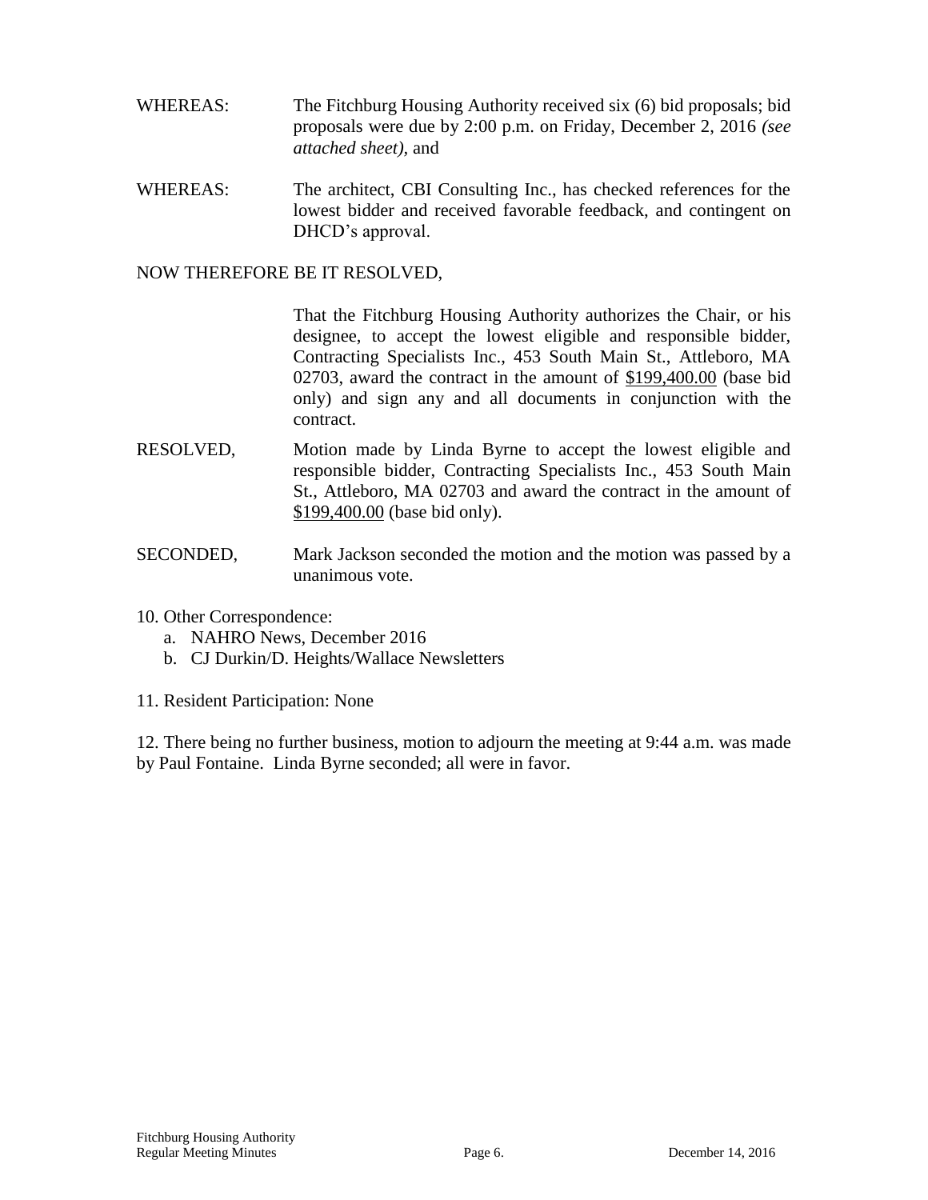WHEREAS: The Fitchburg Housing Authority received six (6) bid proposals; bid proposals were due by 2:00 p.m. on Friday, December 2, 2016 *(see attached sheet)*, and

WHEREAS: The architect, CBI Consulting Inc., has checked references for the lowest bidder and received favorable feedback, and contingent on DHCD's approval.

NOW THEREFORE BE IT RESOLVED,

That the Fitchburg Housing Authority authorizes the Chair, or his designee, to accept the lowest eligible and responsible bidder, Contracting Specialists Inc., 453 South Main St., Attleboro, MA 02703, award the contract in the amount of <u>$199,400.00</u> (base bid only) and sign any and all documents in conjunction with the contract.

RESOLVED, Motion made by Linda Byrne to accept the lowest eligible and responsible bidder, Contracting Specialists Inc., 453 South Main St., Attleboro, MA 02703 and award the contract in the amount of <u>$199,400.00</u> (base bid only).

SECONDED, Mark Jackson seconded the motion and the motion was passed by a unanimous vote.

10. Other Correspondence:
    a. NAHRO News, December 2016
    b. CJ Durkin/D. Heights/Wallace Newsletters

11. Resident Participation: None

12. There being no further business, motion to adjourn the meeting at 9:44 a.m. was made by Paul Fontaine. Linda Byrne seconded; all were in favor.